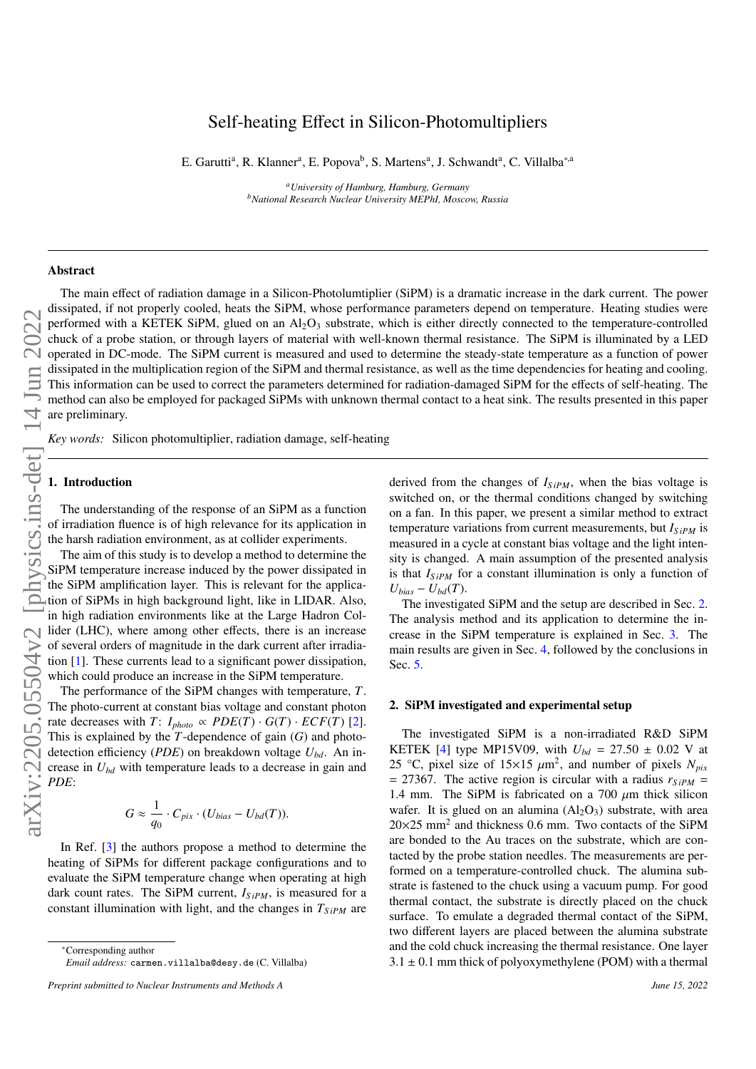# Self-heating Effect in Silicon-Photomultipliers

E. Garutti[a], R. Klanner[a], E. Popova[b], S. Martens[a], J. Schwandt[a], C. Villalba[*,a]

[a]*University of Hamburg, Hamburg, Germany*
[b]*National Research Nuclear University MEPhI, Moscow, Russia*

---

## Abstract

The main effect of radiation damage in a Silicon-Photolumtiplier (SiPM) is a dramatic increase in the dark current. The power dissipated, if not properly cooled, heats the SiPM, whose performance parameters depend on temperature. Heating studies were performed with a KETEK SiPM, glued on an $Al_2O_3$ substrate, which is either directly connected to the temperature-controlled chuck of a probe station, or through layers of material with well-known thermal resistance. The SiPM is illuminated by a LED operated in DC-mode. The SiPM current is measured and used to determine the steady-state temperature as a function of power dissipated in the multiplication region of the SiPM and thermal resistance, as well as the time dependencies for heating and cooling. This information can be used to correct the parameters determined for radiation-damaged SiPM for the effects of self-heating. The method can also be employed for packaged SiPMs with unknown thermal contact to a heat sink. The results presented in this paper are preliminary.

*Key words:* Silicon photomultiplier, radiation damage, self-heating

---

## 1. Introduction

The understanding of the response of an SiPM as a function of irradiation fluence is of high relevance for its application in the harsh radiation environment, as at collider experiments.

The aim of this study is to develop a method to determine the SiPM temperature increase induced by the power dissipated in the SiPM amplification layer. This is relevant for the application of SiPMs in high background light, like in LIDAR. Also, in high radiation environments like at the Large Hadron Collider (LHC), where among other effects, there is an increase of several orders of magnitude in the dark current after irradiation [1]. These currents lead to a significant power dissipation, which could produce an increase in the SiPM temperature.

The performance of the SiPM changes with temperature, $T$. The photo-current at constant bias voltage and constant photon rate decreases with $T$: $I_{photo} \propto PDE(T) \cdot G(T) \cdot ECF(T)$ [2]. This is explained by the $T$-dependence of gain ($G$) and photo-detection efficiency ($PDE$) on breakdown voltage $U_{bd}$. An increase in $U_{bd}$ with temperature leads to a decrease in gain and $PDE$:

$$G \approx \frac{1}{q_0} \cdot C_{pix} \cdot (U_{bias} - U_{bd}(T)).$$

In Ref. [3] the authors propose a method to determine the heating of SiPMs for different package configurations and to evaluate the SiPM temperature change when operating at high dark count rates. The SiPM current, $I_{SiPM}$, is measured for a constant illumination with light, and the changes in $T_{SiPM}$ are derived from the changes of $I_{SiPM}$, when the bias voltage is switched on, or the thermal conditions changed by switching on a fan. In this paper, we present a similar method to extract temperature variations from current measurements, but $I_{SiPM}$ is measured in a cycle at constant bias voltage and the light intensity is changed. A main assumption of the presented analysis is that $I_{SiPM}$ for a constant illumination is only a function of $U_{bias} - U_{bd}(T)$.

The investigated SiPM and the setup are described in Sec. 2. The analysis method and its application to determine the increase in the SiPM temperature is explained in Sec. 3. The main results are given in Sec. 4, followed by the conclusions in Sec. 5.

## 2. SiPM investigated and experimental setup

The investigated SiPM is a non-irradiated R&D SiPM KETEK [4] type MP15V09, with $U_{bd}$ = 27.50 ± 0.02 V at 25 °C, pixel size of 15×15 $\mu$m$^2$, and number of pixels $N_{pix}$ = 27367. The active region is circular with a radius $r_{SiPM}$ = 1.4 mm. The SiPM is fabricated on a 700 $\mu$m thick silicon wafer. It is glued on an alumina ($Al_2O_3$) substrate, with area 20×25 mm$^2$ and thickness 0.6 mm. Two contacts of the SiPM are bonded to the Au traces on the substrate, which are contacted by the probe station needles. The measurements are performed on a temperature-controlled chuck. The alumina substrate is fastened to the chuck using a vacuum pump. For good thermal contact, the substrate is directly placed on the chuck surface. To emulate a degraded thermal contact of the SiPM, two different layers are placed between the alumina substrate and the cold chuck increasing the thermal resistance. One layer 3.1 ± 0.1 mm thick of polyoxymethylene (POM) with a thermal

---

*Corresponding author
*Email address:* carmen.villalba@desy.de (C. Villalba)

*Preprint submitted to Nuclear Instruments and Methods A* — *June 15, 2022*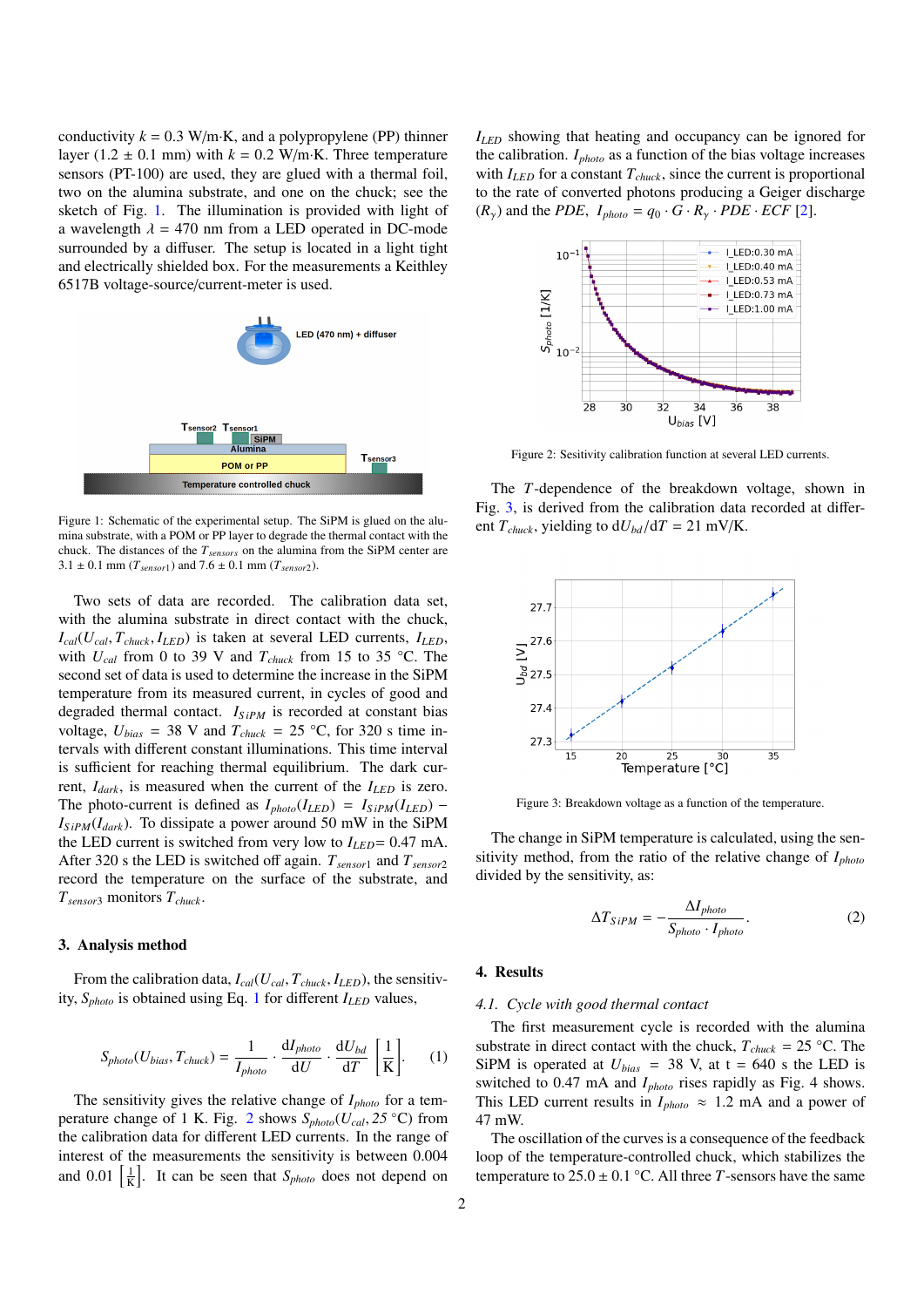conductivity $k = 0.3$ W/m·K, and a polypropylene (PP) thinner layer ($1.2 \pm 0.1$ mm) with $k = 0.2$ W/m·K. Three temperature sensors (PT-100) are used, they are glued with a thermal foil, two on the alumina substrate, and one on the chuck; see the sketch of Fig. 1. The illumination is provided with light of a wavelength $\lambda = 470$ nm from a LED operated in DC-mode surrounded by a diffuser. The setup is located in a light tight and electrically shielded box. For the measurements a Keithley 6517B voltage-source/current-meter is used.

Figure 1: Schematic of the experimental setup. The SiPM is glued on the alumina substrate, with a POM or PP layer to degrade the thermal contact with the chuck. The distances of the $T_{sensors}$ on the alumina from the SiPM center are $3.1 \pm 0.1$ mm ($T_{sensor1}$) and $7.6 \pm 0.1$ mm ($T_{sensor2}$).

Two sets of data are recorded. The calibration data set, with the alumina substrate in direct contact with the chuck, $I_{cal}(U_{cal}, T_{chuck}, I_{LED})$ is taken at several LED currents, $I_{LED}$, with $U_{cal}$ from 0 to 39 V and $T_{chuck}$ from 15 to 35 °C. The second set of data is used to determine the increase in the SiPM temperature from its measured current, in cycles of good and degraded thermal contact. $I_{SiPM}$ is recorded at constant bias voltage, $U_{bias} = 38$ V and $T_{chuck} = 25$ °C, for 320 s time intervals with different constant illuminations. This time interval is sufficient for reaching thermal equilibrium. The dark current, $I_{dark}$, is measured when the current of the $I_{LED}$ is zero. The photo-current is defined as $I_{photo}(I_{LED}) = I_{SiPM}(I_{LED}) - I_{SiPM}(I_{dark})$. To dissipate a power around 50 mW in the SiPM the LED current is switched from very low to $I_{LED} = 0.47$ mA. After 320 s the LED is switched off again. $T_{sensor1}$ and $T_{sensor2}$ record the temperature on the surface of the substrate, and $T_{sensor3}$ monitors $T_{chuck}$.

## 3. Analysis method

From the calibration data, $I_{cal}(U_{cal}, T_{chuck}, I_{LED})$, the sensitivity, $S_{photo}$ is obtained using Eq. 1 for different $I_{LED}$ values,

$$S_{photo}(U_{bias}, T_{chuck}) = \frac{1}{I_{photo}} \cdot \frac{\mathrm{d}I_{photo}}{\mathrm{d}U} \cdot \frac{\mathrm{d}U_{bd}}{\mathrm{d}T} \left[\frac{1}{\mathrm{K}}\right]. \quad (1)$$

The sensitivity gives the relative change of $I_{photo}$ for a temperature change of 1 K. Fig. 2 shows $S_{photo}(U_{cal}, 25\,°\mathrm{C})$ from the calibration data for different LED currents. In the range of interest of the measurements the sensitivity is between 0.004 and 0.01 $\left[\frac{1}{\mathrm{K}}\right]$. It can be seen that $S_{photo}$ does not depend on $I_{LED}$ showing that heating and occupancy can be ignored for the calibration. $I_{photo}$ as a function of the bias voltage increases with $I_{LED}$ for a constant $T_{chuck}$, since the current is proportional to the rate of converted photons producing a Geiger discharge ($R_\gamma$) and the $PDE$, $I_{photo} = q_0 \cdot G \cdot R_\gamma \cdot PDE \cdot ECF$ [2].

Figure 2: Sesitivity calibration function at several LED currents.

The $T$-dependence of the breakdown voltage, shown in Fig. 3, is derived from the calibration data recorded at different $T_{chuck}$, yielding to $\mathrm{d}U_{bd}/\mathrm{d}T = 21$ mV/K.

Figure 3: Breakdown voltage as a function of the temperature.

The change in SiPM temperature is calculated, using the sensitivity method, from the ratio of the relative change of $I_{photo}$ divided by the sensitivity, as:

$$\Delta T_{SiPM} = -\frac{\Delta I_{photo}}{S_{photo} \cdot I_{photo}}. \quad (2)$$

## 4. Results

### 4.1. Cycle with good thermal contact

The first measurement cycle is recorded with the alumina substrate in direct contact with the chuck, $T_{chuck} = 25$ °C. The SiPM is operated at $U_{bias} = 38$ V, at t = 640 s the LED is switched to 0.47 mA and $I_{photo}$ rises rapidly as Fig. 4 shows. This LED current results in $I_{photo} \approx 1.2$ mA and a power of 47 mW.

The oscillation of the curves is a consequence of the feedback loop of the temperature-controlled chuck, which stabilizes the temperature to $25.0 \pm 0.1$ °C. All three $T$-sensors have the same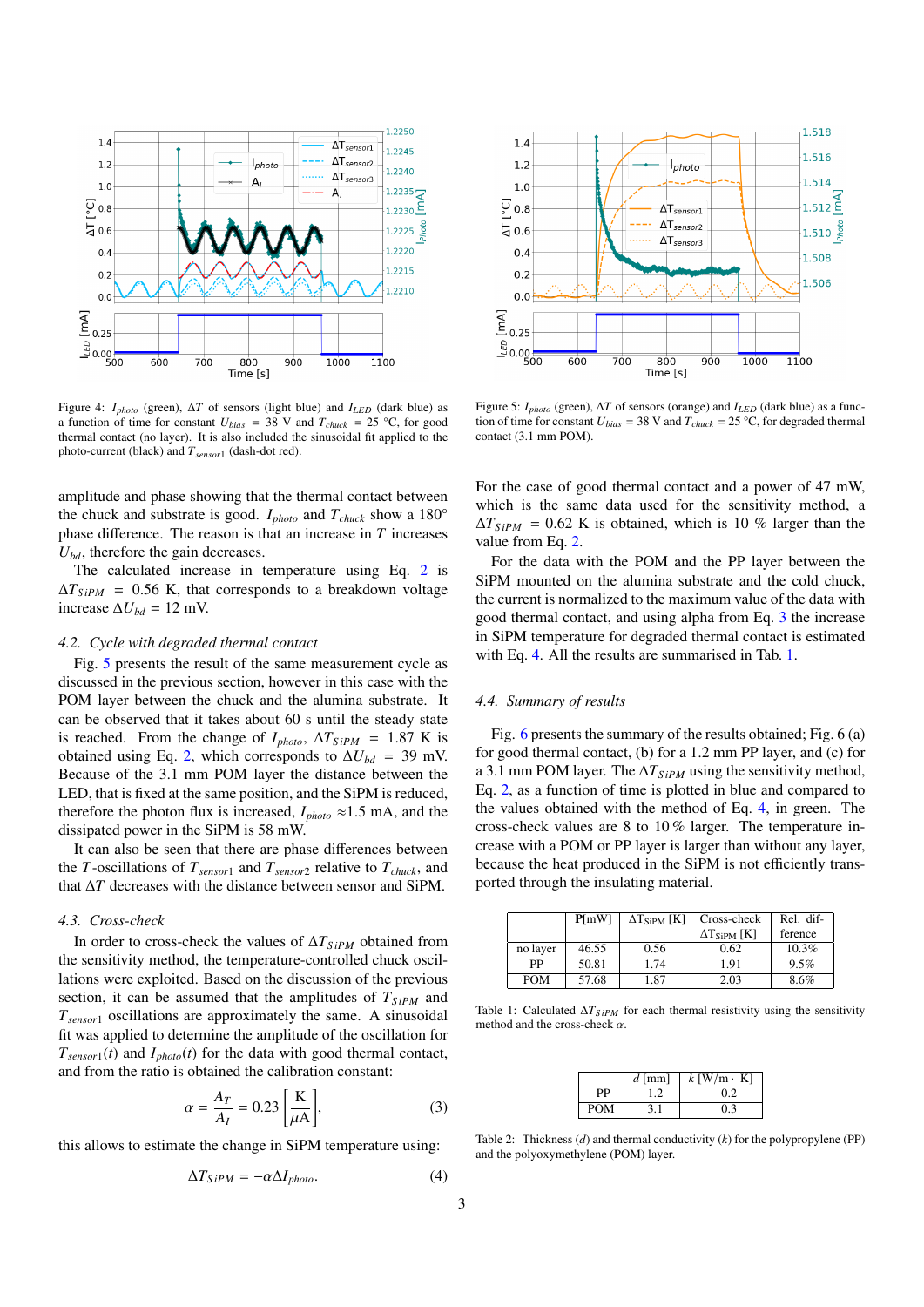Figure 4: $I_{photo}$ (green), $\Delta T$ of sensors (light blue) and $I_{LED}$ (dark blue) as a function of time for constant $U_{bias}$ = 38 V and $T_{chuck}$ = 25 °C, for good thermal contact (no layer). It is also included the sinusoidal fit applied to the photo-current (black) and $T_{sensor1}$ (dash-dot red).

Figure 5: $I_{photo}$ (green), $\Delta T$ of sensors (orange) and $I_{LED}$ (dark blue) as a function of time for constant $U_{bias}$ = 38 V and $T_{chuck}$ = 25 °C, for degraded thermal contact (3.1 mm POM).

amplitude and phase showing that the thermal contact between the chuck and substrate is good. $I_{photo}$ and $T_{chuck}$ show a 180° phase difference. The reason is that an increase in $T$ increases $U_{bd}$, therefore the gain decreases.

The calculated increase in temperature using Eq. 2 is $\Delta T_{SiPM}$ = 0.56 K, that corresponds to a breakdown voltage increase $\Delta U_{bd}$ = 12 mV.

### 4.2. Cycle with degraded thermal contact

Fig. 5 presents the result of the same measurement cycle as discussed in the previous section, however in this case with the POM layer between the chuck and the alumina substrate. It can be observed that it takes about 60 s until the steady state is reached. From the change of $I_{photo}$, $\Delta T_{SiPM}$ = 1.87 K is obtained using Eq. 2, which corresponds to $\Delta U_{bd}$ = 39 mV. Because of the 3.1 mm POM layer the distance between the LED, that is fixed at the same position, and the SiPM is reduced, therefore the photon flux is increased, $I_{photo}$ ≈1.5 mA, and the dissipated power in the SiPM is 58 mW.

It can also be seen that there are phase differences between the $T$-oscillations of $T_{sensor1}$ and $T_{sensor2}$ relative to $T_{chuck}$, and that $\Delta T$ decreases with the distance between sensor and SiPM.

### 4.3. Cross-check

In order to cross-check the values of $\Delta T_{SiPM}$ obtained from the sensitivity method, the temperature-controlled chuck oscillations were exploited. Based on the discussion of the previous section, it can be assumed that the amplitudes of $T_{SiPM}$ and $T_{sensor1}$ oscillations are approximately the same. A sinusoidal fit was applied to determine the amplitude of the oscillation for $T_{sensor1}(t)$ and $I_{photo}(t)$ for the data with good thermal contact, and from the ratio is obtained the calibration constant:

$$\alpha = \frac{A_T}{A_I} = 0.23 \left[\frac{\text{K}}{\mu\text{A}}\right], \tag{3}$$

this allows to estimate the change in SiPM temperature using:

$$\Delta T_{SiPM} = -\alpha \Delta I_{photo}. \tag{4}$$

For the case of good thermal contact and a power of 47 mW, which is the same data used for the sensitivity method, a $\Delta T_{SiPM}$ = 0.62 K is obtained, which is 10 % larger than the value from Eq. 2.

For the data with the POM and the PP layer between the SiPM mounted on the alumina substrate and the cold chuck, the current is normalized to the maximum value of the data with good thermal contact, and using alpha from Eq. 3 the increase in SiPM temperature for degraded thermal contact is estimated with Eq. 4. All the results are summarised in Tab. 1.

### 4.4. Summary of results

Fig. 6 presents the summary of the results obtained; Fig. 6 (a) for good thermal contact, (b) for a 1.2 mm PP layer, and (c) for a 3.1 mm POM layer. The $\Delta T_{SiPM}$ using the sensitivity method, Eq. 2, as a function of time is plotted in blue and compared to the values obtained with the method of Eq. 4, in green. The cross-check values are 8 to 10 % larger. The temperature increase with a POM or PP layer is larger than without any layer, because the heat produced in the SiPM is not efficiently transported through the insulating material.

| | P[mW] | $\Delta T_{SiPM}$ [K] | Cross-check $\Delta T_{SiPM}$ [K] | Rel. difference |
|---|---|---|---|---|
| no layer | 46.55 | 0.56 | 0.62 | 10.3% |
| PP | 50.81 | 1.74 | 1.91 | 9.5% |
| POM | 57.68 | 1.87 | 2.03 | 8.6% |

Table 1: Calculated $\Delta T_{SiPM}$ for each thermal resistivity using the sensitivity method and the cross-check $\alpha$.

| | $d$ [mm] | $k$ [W/m · K] |
|---|---|---|
| PP | 1.2 | 0.2 |
| POM | 3.1 | 0.3 |

Table 2: Thickness ($d$) and thermal conductivity ($k$) for the polypropylene (PP) and the polyoxymethylene (POM) layer.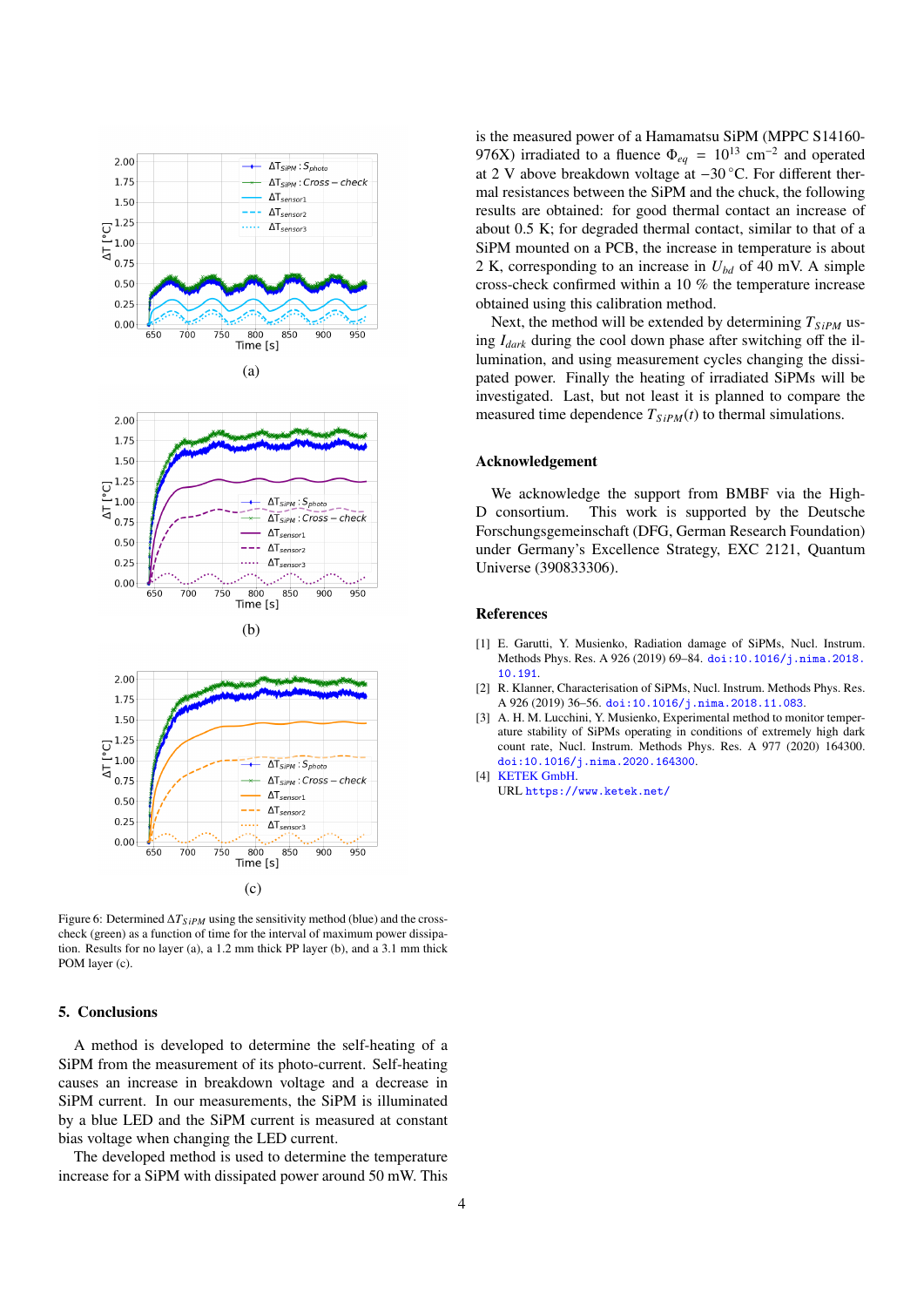2.00
1.75
1.50
1.25
1.00
0.75
0.50
0.25
0.00
ΔT [°C]
650 700 750 800 850 900 950
Time [s]
$\Delta T_{SiPM}: S_{photo}$
$\Delta T_{SiPM}: Cross-check$
$\Delta T_{sensor1}$
$\Delta T_{sensor2}$
$\Delta T_{sensor3}$

(a)

2.00
1.75
1.50
1.25
1.00
0.75
0.50
0.25
0.00
ΔT [°C]
650 700 750 800 850 900 950
Time [s]
$\Delta T_{SiPM}: S_{photo}$
$\Delta T_{SiPM}: Cross-check$
$\Delta T_{sensor1}$
$\Delta T_{sensor2}$
$\Delta T_{sensor3}$

(b)

2.00
1.75
1.50
1.25
1.00
0.75
0.50
0.25
0.00
ΔT [°C]
650 700 750 800 850 900 950
Time [s]
$\Delta T_{SiPM}: S_{photo}$
$\Delta T_{SiPM}: Cross-check$
$\Delta T_{sensor1}$
$\Delta T_{sensor2}$
$\Delta T_{sensor3}$

(c)

Figure 6: Determined $\Delta T_{SiPM}$ using the sensitivity method (blue) and the cross-check (green) as a function of time for the interval of maximum power dissipation. Results for no layer (a), a 1.2 mm thick PP layer (b), and a 3.1 mm thick POM layer (c).

## 5. Conclusions

A method is developed to determine the self-heating of a SiPM from the measurement of its photo-current. Self-heating causes an increase in breakdown voltage and a decrease in SiPM current. In our measurements, the SiPM is illuminated by a blue LED and the SiPM current is measured at constant bias voltage when changing the LED current.

The developed method is used to determine the temperature increase for a SiPM with dissipated power around 50 mW. This is the measured power of a Hamamatsu SiPM (MPPC S14160-976X) irradiated to a fluence $\Phi_{eq} = 10^{13}$ cm$^{-2}$ and operated at 2 V above breakdown voltage at $-30\,^{\circ}$C. For different thermal resistances between the SiPM and the chuck, the following results are obtained: for good thermal contact an increase of about 0.5 K; for degraded thermal contact, similar to that of a SiPM mounted on a PCB, the increase in temperature is about 2 K, corresponding to an increase in $U_{bd}$ of 40 mV. A simple cross-check confirmed within a 10 % the temperature increase obtained using this calibration method.

Next, the method will be extended by determining $T_{SiPM}$ using $I_{dark}$ during the cool down phase after switching off the illumination, and using measurement cycles changing the dissipated power. Finally the heating of irradiated SiPMs will be investigated. Last, but not least it is planned to compare the measured time dependence $T_{SiPM}(t)$ to thermal simulations.

## Acknowledgement

We acknowledge the support from BMBF via the High-D consortium. This work is supported by the Deutsche Forschungsgemeinschaft (DFG, German Research Foundation) under Germany's Excellence Strategy, EXC 2121, Quantum Universe (390833306).

## References

[1] E. Garutti, Y. Musienko, Radiation damage of SiPMs, Nucl. Instrum. Methods Phys. Res. A 926 (2019) 69–84. doi:10.1016/j.nima.2018.10.191.

[2] R. Klanner, Characterisation of SiPMs, Nucl. Instrum. Methods Phys. Res. A 926 (2019) 36–56. doi:10.1016/j.nima.2018.11.083.

[3] A. H. M. Lucchini, Y. Musienko, Experimental method to monitor temperature stability of SiPMs operating in conditions of extremely high dark count rate, Nucl. Instrum. Methods Phys. Res. A 977 (2020) 164300. doi:10.1016/j.nima.2020.164300.

[4] KETEK GmbH.
URL https://www.ketek.net/